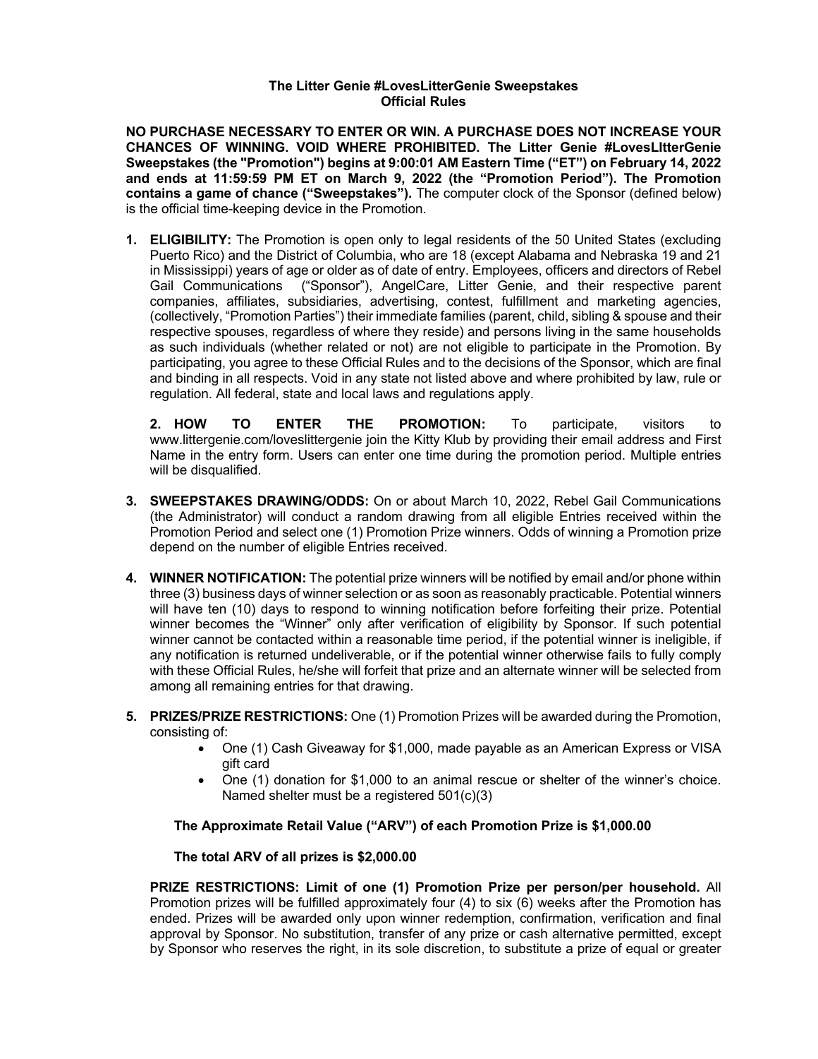**The Litter Genie #LovesLitterGenie Sweepstakes**
**Official Rules**

**NO PURCHASE NECESSARY TO ENTER OR WIN. A PURCHASE DOES NOT INCREASE YOUR CHANCES OF WINNING. VOID WHERE PROHIBITED. The Litter Genie #LovesLItterGenie Sweepstakes (the "Promotion") begins at 9:00:01 AM Eastern Time ("ET") on February 14, 2022 and ends at 11:59:59 PM ET on March 9, 2022 (the "Promotion Period"). The Promotion contains a game of chance ("Sweepstakes").** The computer clock of the Sponsor (defined below) is the official time-keeping device in the Promotion.

1. **ELIGIBILITY:** The Promotion is open only to legal residents of the 50 United States (excluding Puerto Rico) and the District of Columbia, who are 18 (except Alabama and Nebraska 19 and 21 in Mississippi) years of age or older as of date of entry. Employees, officers and directors of Rebel Gail Communications ("Sponsor"), AngelCare, Litter Genie, and their respective parent companies, affiliates, subsidiaries, advertising, contest, fulfillment and marketing agencies, (collectively, "Promotion Parties") their immediate families (parent, child, sibling & spouse and their respective spouses, regardless of where they reside) and persons living in the same households as such individuals (whether related or not) are not eligible to participate in the Promotion. By participating, you agree to these Official Rules and to the decisions of the Sponsor, which are final and binding in all respects. Void in any state not listed above and where prohibited by law, rule or regulation. All federal, state and local laws and regulations apply.

2. **HOW TO ENTER THE PROMOTION:** To participate, visitors to www.littergenie.com/loveslittergenie join the Kitty Klub by providing their email address and First Name in the entry form. Users can enter one time during the promotion period. Multiple entries will be disqualified.

3. **SWEEPSTAKES DRAWING/ODDS:** On or about March 10, 2022, Rebel Gail Communications (the Administrator) will conduct a random drawing from all eligible Entries received within the Promotion Period and select one (1) Promotion Prize winners. Odds of winning a Promotion prize depend on the number of eligible Entries received.

4. **WINNER NOTIFICATION:** The potential prize winners will be notified by email and/or phone within three (3) business days of winner selection or as soon as reasonably practicable. Potential winners will have ten (10) days to respond to winning notification before forfeiting their prize. Potential winner becomes the "Winner" only after verification of eligibility by Sponsor. If such potential winner cannot be contacted within a reasonable time period, if the potential winner is ineligible, if any notification is returned undeliverable, or if the potential winner otherwise fails to fully comply with these Official Rules, he/she will forfeit that prize and an alternate winner will be selected from among all remaining entries for that drawing.

5. **PRIZES/PRIZE RESTRICTIONS:** One (1) Promotion Prizes will be awarded during the Promotion, consisting of:
   - One (1) Cash Giveaway for $1,000, made payable as an American Express or VISA gift card
   - One (1) donation for $1,000 to an animal rescue or shelter of the winner's choice. Named shelter must be a registered 501(c)(3)

   **The Approximate Retail Value ("ARV") of each Promotion Prize is $1,000.00**

   **The total ARV of all prizes is $2,000.00**

   **PRIZE RESTRICTIONS: Limit of one (1) Promotion Prize per person/per household.** All Promotion prizes will be fulfilled approximately four (4) to six (6) weeks after the Promotion has ended. Prizes will be awarded only upon winner redemption, confirmation, verification and final approval by Sponsor. No substitution, transfer of any prize or cash alternative permitted, except by Sponsor who reserves the right, in its sole discretion, to substitute a prize of equal or greater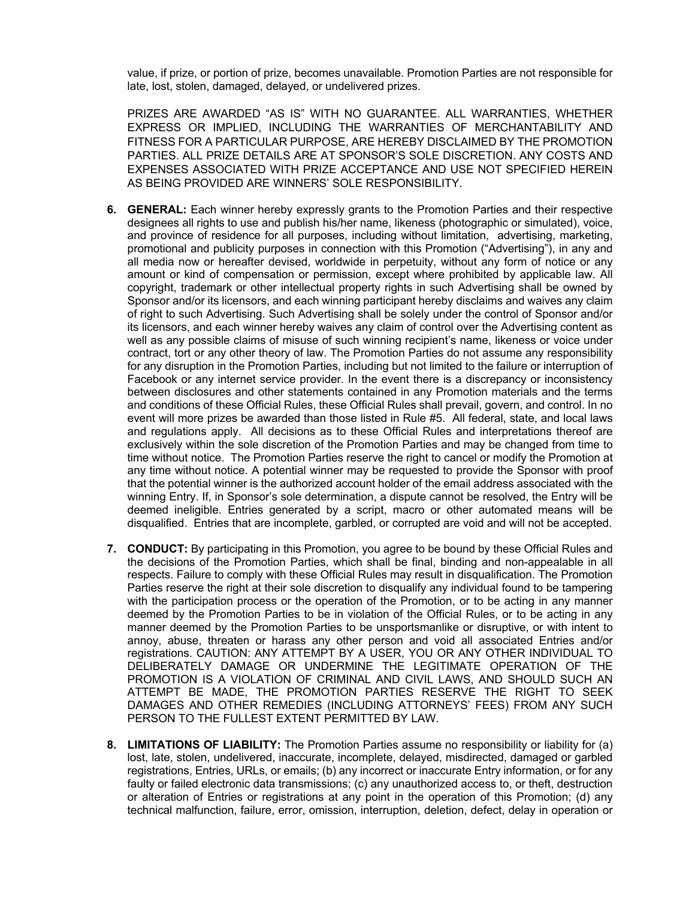value, if prize, or portion of prize, becomes unavailable. Promotion Parties are not responsible for late, lost, stolen, damaged, delayed, or undelivered prizes.

PRIZES ARE AWARDED "AS IS" WITH NO GUARANTEE. ALL WARRANTIES, WHETHER EXPRESS OR IMPLIED, INCLUDING THE WARRANTIES OF MERCHANTABILITY AND FITNESS FOR A PARTICULAR PURPOSE, ARE HEREBY DISCLAIMED BY THE PROMOTION PARTIES. ALL PRIZE DETAILS ARE AT SPONSOR'S SOLE DISCRETION. ANY COSTS AND EXPENSES ASSOCIATED WITH PRIZE ACCEPTANCE AND USE NOT SPECIFIED HEREIN AS BEING PROVIDED ARE WINNERS' SOLE RESPONSIBILITY.

6. **GENERAL:** Each winner hereby expressly grants to the Promotion Parties and their respective designees all rights to use and publish his/her name, likeness (photographic or simulated), voice, and province of residence for all purposes, including without limitation, advertising, marketing, promotional and publicity purposes in connection with this Promotion ("Advertising"), in any and all media now or hereafter devised, worldwide in perpetuity, without any form of notice or any amount or kind of compensation or permission, except where prohibited by applicable law. All copyright, trademark or other intellectual property rights in such Advertising shall be owned by Sponsor and/or its licensors, and each winning participant hereby disclaims and waives any claim of right to such Advertising. Such Advertising shall be solely under the control of Sponsor and/or its licensors, and each winner hereby waives any claim of control over the Advertising content as well as any possible claims of misuse of such winning recipient's name, likeness or voice under contract, tort or any other theory of law. The Promotion Parties do not assume any responsibility for any disruption in the Promotion Parties, including but not limited to the failure or interruption of Facebook or any internet service provider. In the event there is a discrepancy or inconsistency between disclosures and other statements contained in any Promotion materials and the terms and conditions of these Official Rules, these Official Rules shall prevail, govern, and control. In no event will more prizes be awarded than those listed in Rule #5. All federal, state, and local laws and regulations apply. All decisions as to these Official Rules and interpretations thereof are exclusively within the sole discretion of the Promotion Parties and may be changed from time to time without notice. The Promotion Parties reserve the right to cancel or modify the Promotion at any time without notice. A potential winner may be requested to provide the Sponsor with proof that the potential winner is the authorized account holder of the email address associated with the winning Entry. If, in Sponsor's sole determination, a dispute cannot be resolved, the Entry will be deemed ineligible. Entries generated by a script, macro or other automated means will be disqualified. Entries that are incomplete, garbled, or corrupted are void and will not be accepted.

7. **CONDUCT:** By participating in this Promotion, you agree to be bound by these Official Rules and the decisions of the Promotion Parties, which shall be final, binding and non-appealable in all respects. Failure to comply with these Official Rules may result in disqualification. The Promotion Parties reserve the right at their sole discretion to disqualify any individual found to be tampering with the participation process or the operation of the Promotion, or to be acting in any manner deemed by the Promotion Parties to be in violation of the Official Rules, or to be acting in any manner deemed by the Promotion Parties to be unsportsmanlike or disruptive, or with intent to annoy, abuse, threaten or harass any other person and void all associated Entries and/or registrations. CAUTION: ANY ATTEMPT BY A USER, YOU OR ANY OTHER INDIVIDUAL TO DELIBERATELY DAMAGE OR UNDERMINE THE LEGITIMATE OPERATION OF THE PROMOTION IS A VIOLATION OF CRIMINAL AND CIVIL LAWS, AND SHOULD SUCH AN ATTEMPT BE MADE, THE PROMOTION PARTIES RESERVE THE RIGHT TO SEEK DAMAGES AND OTHER REMEDIES (INCLUDING ATTORNEYS' FEES) FROM ANY SUCH PERSON TO THE FULLEST EXTENT PERMITTED BY LAW.

8. **LIMITATIONS OF LIABILITY:** The Promotion Parties assume no responsibility or liability for (a) lost, late, stolen, undelivered, inaccurate, incomplete, delayed, misdirected, damaged or garbled registrations, Entries, URLs, or emails; (b) any incorrect or inaccurate Entry information, or for any faulty or failed electronic data transmissions; (c) any unauthorized access to, or theft, destruction or alteration of Entries or registrations at any point in the operation of this Promotion; (d) any technical malfunction, failure, error, omission, interruption, deletion, defect, delay in operation or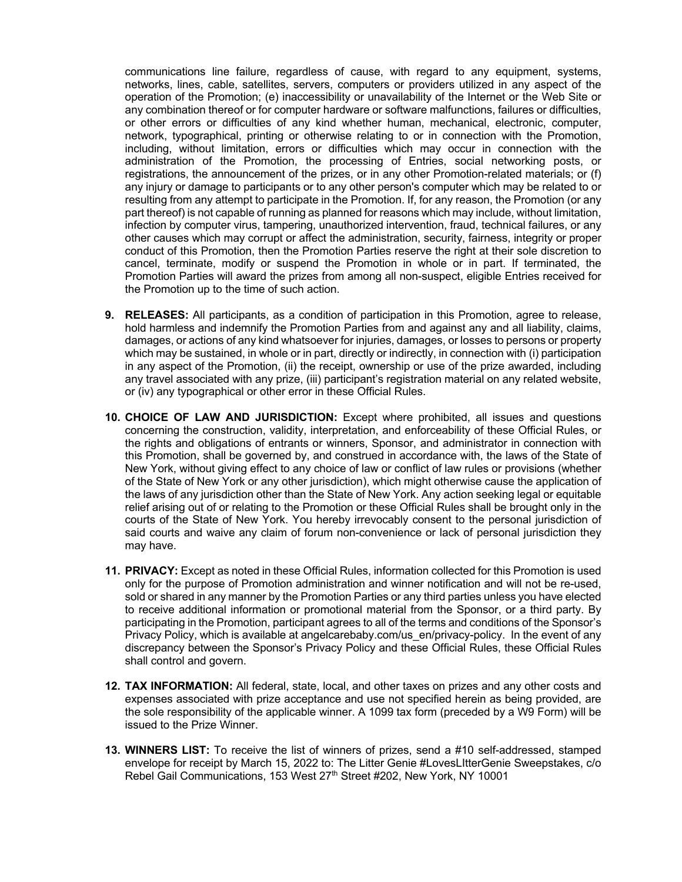communications line failure, regardless of cause, with regard to any equipment, systems, networks, lines, cable, satellites, servers, computers or providers utilized in any aspect of the operation of the Promotion; (e) inaccessibility or unavailability of the Internet or the Web Site or any combination thereof or for computer hardware or software malfunctions, failures or difficulties, or other errors or difficulties of any kind whether human, mechanical, electronic, computer, network, typographical, printing or otherwise relating to or in connection with the Promotion, including, without limitation, errors or difficulties which may occur in connection with the administration of the Promotion, the processing of Entries, social networking posts, or registrations, the announcement of the prizes, or in any other Promotion-related materials; or (f) any injury or damage to participants or to any other person's computer which may be related to or resulting from any attempt to participate in the Promotion. If, for any reason, the Promotion (or any part thereof) is not capable of running as planned for reasons which may include, without limitation, infection by computer virus, tampering, unauthorized intervention, fraud, technical failures, or any other causes which may corrupt or affect the administration, security, fairness, integrity or proper conduct of this Promotion, then the Promotion Parties reserve the right at their sole discretion to cancel, terminate, modify or suspend the Promotion in whole or in part. If terminated, the Promotion Parties will award the prizes from among all non-suspect, eligible Entries received for the Promotion up to the time of such action.

9. **RELEASES:** All participants, as a condition of participation in this Promotion, agree to release, hold harmless and indemnify the Promotion Parties from and against any and all liability, claims, damages, or actions of any kind whatsoever for injuries, damages, or losses to persons or property which may be sustained, in whole or in part, directly or indirectly, in connection with (i) participation in any aspect of the Promotion, (ii) the receipt, ownership or use of the prize awarded, including any travel associated with any prize, (iii) participant's registration material on any related website, or (iv) any typographical or other error in these Official Rules.

10. **CHOICE OF LAW AND JURISDICTION:** Except where prohibited, all issues and questions concerning the construction, validity, interpretation, and enforceability of these Official Rules, or the rights and obligations of entrants or winners, Sponsor, and administrator in connection with this Promotion, shall be governed by, and construed in accordance with, the laws of the State of New York, without giving effect to any choice of law or conflict of law rules or provisions (whether of the State of New York or any other jurisdiction), which might otherwise cause the application of the laws of any jurisdiction other than the State of New York. Any action seeking legal or equitable relief arising out of or relating to the Promotion or these Official Rules shall be brought only in the courts of the State of New York. You hereby irrevocably consent to the personal jurisdiction of said courts and waive any claim of forum non-convenience or lack of personal jurisdiction they may have.

11. **PRIVACY:** Except as noted in these Official Rules, information collected for this Promotion is used only for the purpose of Promotion administration and winner notification and will not be re-used, sold or shared in any manner by the Promotion Parties or any third parties unless you have elected to receive additional information or promotional material from the Sponsor, or a third party. By participating in the Promotion, participant agrees to all of the terms and conditions of the Sponsor's Privacy Policy, which is available at angelcarebaby.com/us_en/privacy-policy. In the event of any discrepancy between the Sponsor's Privacy Policy and these Official Rules, these Official Rules shall control and govern.

12. **TAX INFORMATION:** All federal, state, local, and other taxes on prizes and any other costs and expenses associated with prize acceptance and use not specified herein as being provided, are the sole responsibility of the applicable winner. A 1099 tax form (preceded by a W9 Form) will be issued to the Prize Winner.

13. **WINNERS LIST:** To receive the list of winners of prizes, send a #10 self-addressed, stamped envelope for receipt by March 15, 2022 to: The Litter Genie #LovesLItterGenie Sweepstakes, c/o Rebel Gail Communications, 153 West 27th Street #202, New York, NY 10001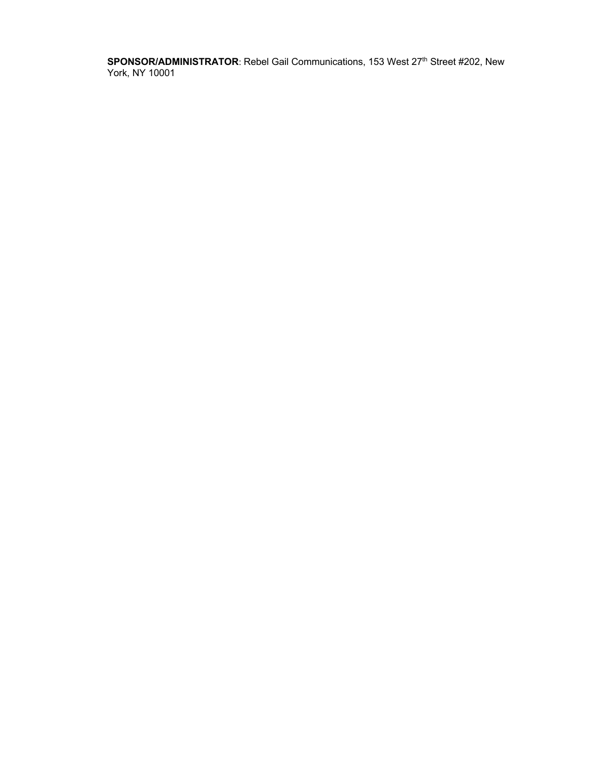**SPONSOR/ADMINISTRATOR**: Rebel Gail Communications, 153 West 27th Street #202, New York, NY 10001